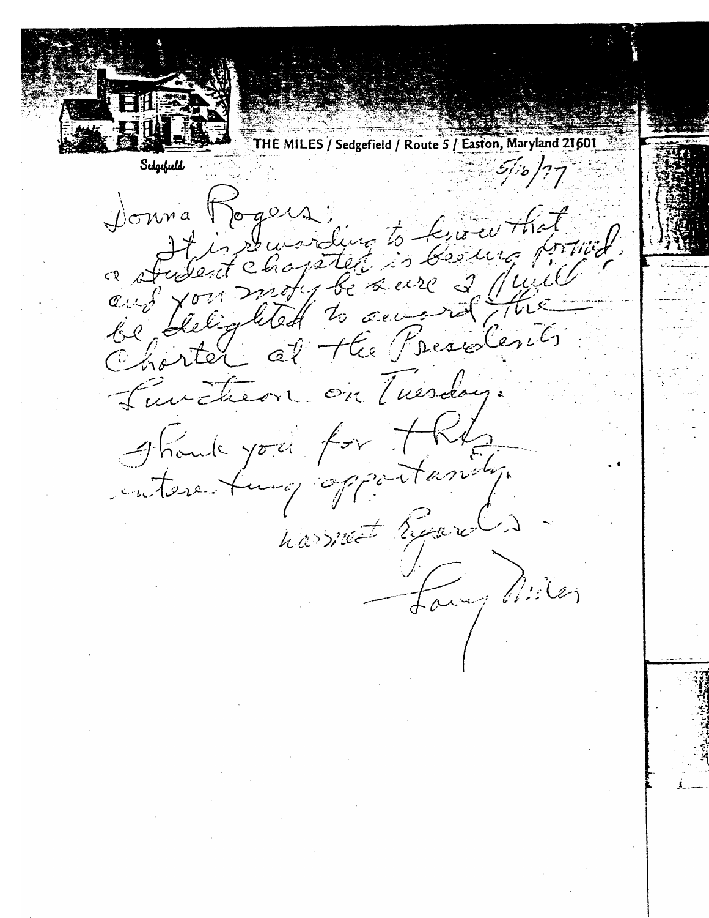THE MILES / Sedgefield / Route 5 / Easton, Maryland 21601

Sedgefield

5/10/77

Donna Rogers:

It is rewarding to know that a student chapter is being formed, and you may be sure I will be delighted to award the Charter at the President's Luncheon on Tuesday.

Thank you for this interesting opportunity.

Warmest Regards -

Larry Miles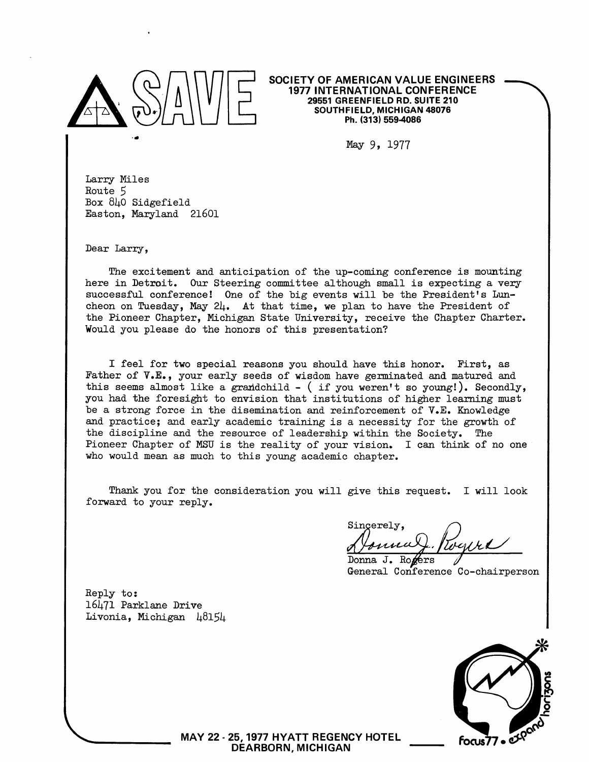SAVE

**SOCIETY OF AMERICAN VALUE ENGINEERS**
**1977 INTERNATIONAL CONFERENCE**
**29551 GREENFIELD RD. SUITE 210**
**SOUTHFIELD, MICHIGAN 48076**
**Ph. (313) 559-4086**

May 9, 1977

Larry Miles
Route 5
Box 840 Sidgefield
Easton, Maryland 21601

Dear Larry,

The excitement and anticipation of the up-coming conference is mounting here in Detroit. Our Steering committee although small is expecting a very successful conference! One of the big events will be the President's Luncheon on Tuesday, May 24. At that time, we plan to have the President of the Pioneer Chapter, Michigan State University, receive the Chapter Charter. Would you please do the honors of this presentation?

I feel for two special reasons you should have this honor. First, as Father of V.E., your early seeds of wisdom have germinated and matured and this seems almost like a grandchild - ( if you weren't so young!). Secondly, you had the foresight to envision that institutions of higher learning must be a strong force in the disemination and reinforcement of V.E. Knowledge and practice; and early academic training is a necessity for the growth of the discipline and the resource of leadership within the Society. The Pioneer Chapter of MSU is the reality of your vision. I can think of no one who would mean as much to this young academic chapter.

Thank you for the consideration you will give this request. I will look forward to your reply.

Sincerely,

Donna J. Rogers
General Conference Co-chairperson

Reply to:
16471 Parklane Drive
Livonia, Michigan 48154

**MAY 22 - 25, 1977 HYATT REGENCY HOTEL**
**DEARBORN, MICHIGAN**

focus77 • expand horizons